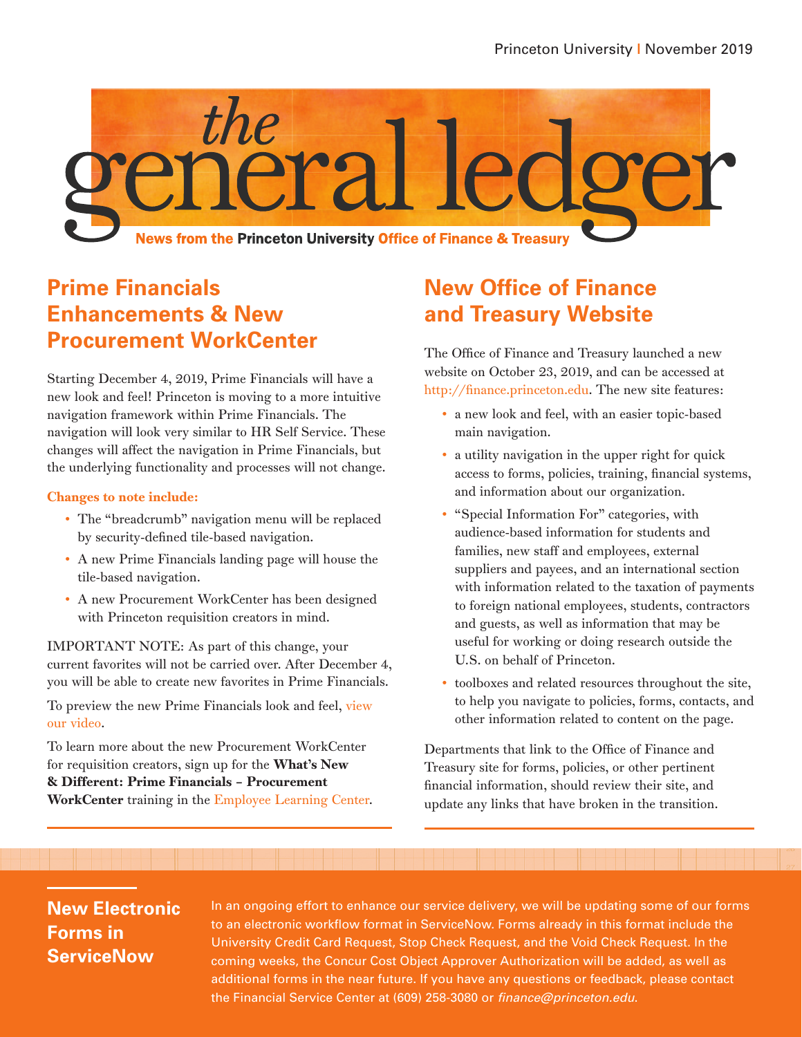# the general ledger

**News from the Princeton University Office of Finance & Treasury**

## Prime Financials Enhancements & New Procurement WorkCenter

Starting December 4, 2019, Prime Financials will have a new look and feel! Princeton is moving to a more intuitive navigation framework within Prime Financials. The navigation will look very similar to HR Self Service. These changes will affect the navigation in Prime Financials, but the underlying functionality and processes will not change.

**Changes to note include:**

- The "breadcrumb" navigation menu will be replaced by security-defined tile-based navigation.
- A new Prime Financials landing page will house the tile-based navigation.
- A new Procurement WorkCenter has been designed with Princeton requisition creators in mind.

IMPORTANT NOTE: As part of this change, your current favorites will not be carried over. After December 4, you will be able to create new favorites in Prime Financials.

To preview the new Prime Financials look and feel, view our video.

To learn more about the new Procurement WorkCenter for requisition creators, sign up for the **What's New & Different: Prime Financials – Procurement WorkCenter** training in the Employee Learning Center.

## New Office of Finance and Treasury Website

The Office of Finance and Treasury launched a new website on October 23, 2019, and can be accessed at http://finance.princeton.edu. The new site features:

- a new look and feel, with an easier topic-based main navigation.
- a utility navigation in the upper right for quick access to forms, policies, training, financial systems, and information about our organization.
- "Special Information For" categories, with audience-based information for students and families, new staff and employees, external suppliers and payees, and an international section with information related to the taxation of payments to foreign national employees, students, contractors and guests, as well as information that may be useful for working or doing research outside the U.S. on behalf of Princeton.
- toolboxes and related resources throughout the site, to help you navigate to policies, forms, contacts, and other information related to content on the page.

Departments that link to the Office of Finance and Treasury site for forms, policies, or other pertinent financial information, should review their site, and update any links that have broken in the transition.

## New Electronic Forms in ServiceNow

In an ongoing effort to enhance our service delivery, we will be updating some of our forms to an electronic workflow format in ServiceNow. Forms already in this format include the University Credit Card Request, Stop Check Request, and the Void Check Request. In the coming weeks, the Concur Cost Object Approver Authorization will be added, as well as additional forms in the near future. If you have any questions or feedback, please contact the Financial Service Center at (609) 258-3080 or *finance@princeton.edu*.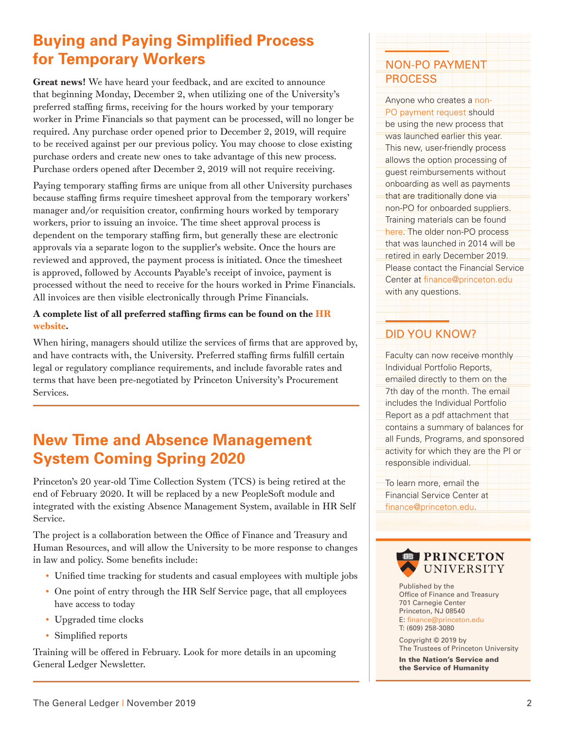# Buying and Paying Simplified Process for Temporary Workers

**Great news!** We have heard your feedback, and are excited to announce that beginning Monday, December 2, when utilizing one of the University's preferred staffing firms, receiving for the hours worked by your temporary worker in Prime Financials so that payment can be processed, will no longer be required. Any purchase order opened prior to December 2, 2019, will require to be received against per our previous policy. You may choose to close existing purchase orders and create new ones to take advantage of this new process. Purchase orders opened after December 2, 2019 will not require receiving.

Paying temporary staffing firms are unique from all other University purchases because staffing firms require timesheet approval from the temporary workers' manager and/or requisition creator, confirming hours worked by temporary workers, prior to issuing an invoice. The time sheet approval process is dependent on the temporary staffing firm, but generally these are electronic approvals via a separate logon to the supplier's website. Once the hours are reviewed and approved, the payment process is initiated. Once the timesheet is approved, followed by Accounts Payable's receipt of invoice, payment is processed without the need to receive for the hours worked in Prime Financials. All invoices are then visible electronically through Prime Financials.

**A complete list of all preferred staffing firms can be found on the HR website.**

When hiring, managers should utilize the services of firms that are approved by, and have contracts with, the University. Preferred staffing firms fulfill certain legal or regulatory compliance requirements, and include favorable rates and terms that have been pre-negotiated by Princeton University's Procurement Services.

# New Time and Absence Management System Coming Spring 2020

Princeton's 20 year-old Time Collection System (TCS) is being retired at the end of February 2020. It will be replaced by a new PeopleSoft module and integrated with the existing Absence Management System, available in HR Self Service.

The project is a collaboration between the Office of Finance and Treasury and Human Resources, and will allow the University to be more response to changes in law and policy. Some benefits include:

- Unified time tracking for students and casual employees with multiple jobs
- One point of entry through the HR Self Service page, that all employees have access to today
- Upgraded time clocks
- Simplified reports

Training will be offered in February. Look for more details in an upcoming General Ledger Newsletter.

## NON-PO PAYMENT PROCESS

Anyone who creates a non-PO payment request should be using the new process that was launched earlier this year. This new, user-friendly process allows the option processing of guest reimbursements without onboarding as well as payments that are traditionally done via non-PO for onboarded suppliers. Training materials can be found here. The older non-PO process that was launched in 2014 will be retired in early December 2019. Please contact the Financial Service Center at finance@princeton.edu with any questions.

## DID YOU KNOW?

Faculty can now receive monthly Individual Portfolio Reports, emailed directly to them on the 7th day of the month. The email includes the Individual Portfolio Report as a pdf attachment that contains a summary of balances for all Funds, Programs, and sponsored activity for which they are the PI or responsible individual.

To learn more, email the Financial Service Center at finance@princeton.edu.

PRINCETON UNIVERSITY

Published by the
Office of Finance and Treasury
701 Carnegie Center
Princeton, NJ 08540
E: finance@princeton.edu
T: (609) 258-3080

Copyright © 2019 by
The Trustees of Princeton University

**In the Nation's Service and the Service of Humanity**